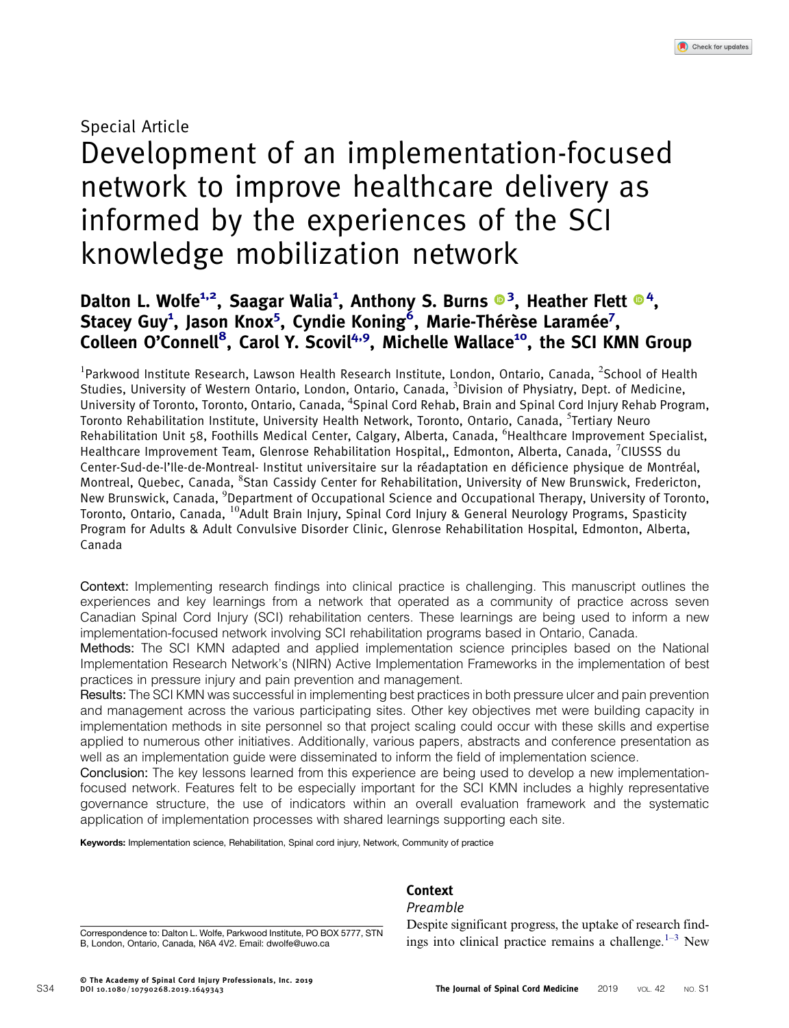Special Article

# Development of an implementation-focused network to improve healthcare delivery as informed by the experiences of the SCI knowledge mobilization network

**Dalton L. Wolfe[1,2], Saagar Walia[1], Anthony S. Burns[3], Heather Flett[4], Stacey Guy[1], Jason Knox[5], Cyndie Koning[6], Marie-Thérèse Laramée[7], Colleen O'Connell[8], Carol Y. Scovil[4,9], Michelle Wallace[10], the SCI KMN Group**

[1]Parkwood Institute Research, Lawson Health Research Institute, London, Ontario, Canada, [2]School of Health Studies, University of Western Ontario, London, Ontario, Canada, [3]Division of Physiatry, Dept. of Medicine, University of Toronto, Toronto, Ontario, Canada, [4]Spinal Cord Rehab, Brain and Spinal Cord Injury Rehab Program, Toronto Rehabilitation Institute, University Health Network, Toronto, Ontario, Canada, [5]Tertiary Neuro Rehabilitation Unit 58, Foothills Medical Center, Calgary, Alberta, Canada, [6]Healthcare Improvement Specialist, Healthcare Improvement Team, Glenrose Rehabilitation Hospital,, Edmonton, Alberta, Canada, [7]CIUSSS du Center-Sud-de-l'Ile-de-Montreal- Institut universitaire sur la réadaptation en déficience physique de Montréal, Montreal, Quebec, Canada, [8]Stan Cassidy Center for Rehabilitation, University of New Brunswick, Fredericton, New Brunswick, Canada, [9]Department of Occupational Science and Occupational Therapy, University of Toronto, Toronto, Ontario, Canada, [10]Adult Brain Injury, Spinal Cord Injury & General Neurology Programs, Spasticity Program for Adults & Adult Convulsive Disorder Clinic, Glenrose Rehabilitation Hospital, Edmonton, Alberta, Canada

**Context:** Implementing research findings into clinical practice is challenging. This manuscript outlines the experiences and key learnings from a network that operated as a community of practice across seven Canadian Spinal Cord Injury (SCI) rehabilitation centers. These learnings are being used to inform a new implementation-focused network involving SCI rehabilitation programs based in Ontario, Canada.

**Methods:** The SCI KMN adapted and applied implementation science principles based on the National Implementation Research Network's (NIRN) Active Implementation Frameworks in the implementation of best practices in pressure injury and pain prevention and management.

**Results:** The SCI KMN was successful in implementing best practices in both pressure ulcer and pain prevention and management across the various participating sites. Other key objectives met were building capacity in implementation methods in site personnel so that project scaling could occur with these skills and expertise applied to numerous other initiatives. Additionally, various papers, abstracts and conference presentation as well as an implementation guide were disseminated to inform the field of implementation science.

**Conclusion:** The key lessons learned from this experience are being used to develop a new implementation-focused network. Features felt to be especially important for the SCI KMN includes a highly representative governance structure, the use of indicators within an overall evaluation framework and the systematic application of implementation processes with shared learnings supporting each site.

**Keywords:** Implementation science, Rehabilitation, Spinal cord injury, Network, Community of practice

Correspondence to: Dalton L. Wolfe, Parkwood Institute, PO BOX 5777, STN B, London, Ontario, Canada, N6A 4V2. Email: dwolfe@uwo.ca

## Context

### *Preamble*

Despite significant progress, the uptake of research findings into clinical practice remains a challenge.[1–3] New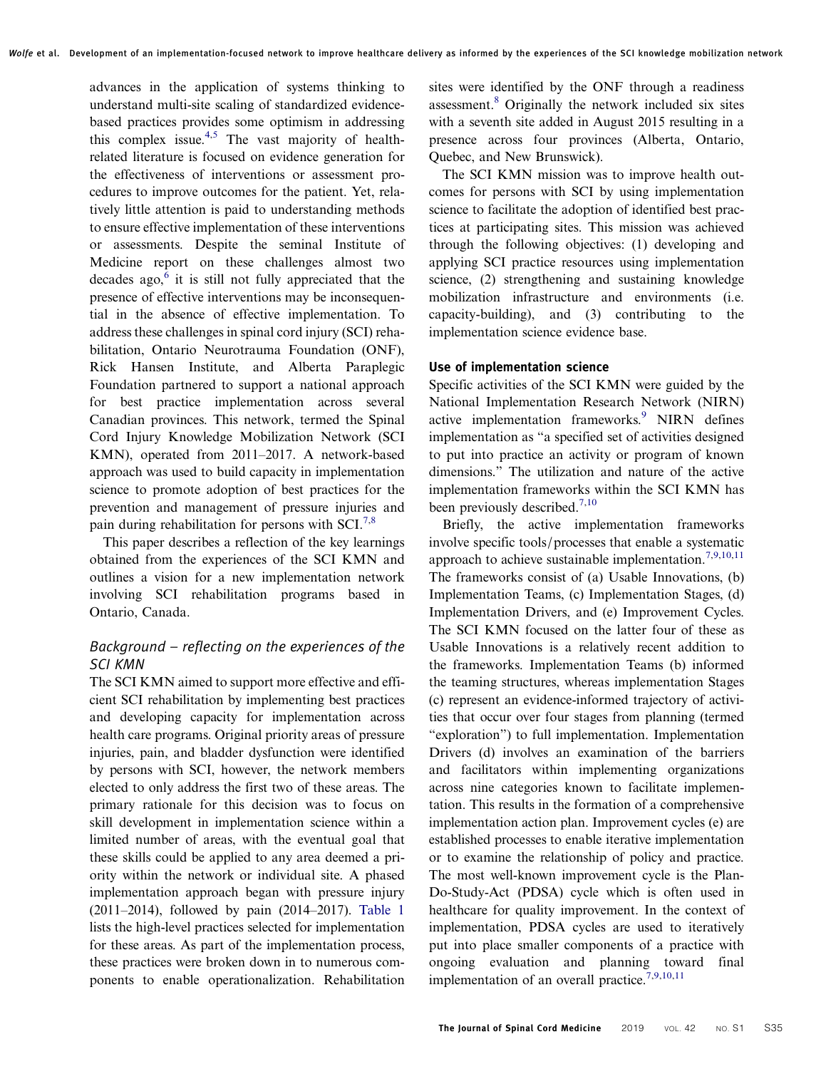advances in the application of systems thinking to understand multi-site scaling of standardized evidence-based practices provides some optimism in addressing this complex issue.[4,5] The vast majority of health-related literature is focused on evidence generation for the effectiveness of interventions or assessment procedures to improve outcomes for the patient. Yet, relatively little attention is paid to understanding methods to ensure effective implementation of these interventions or assessments. Despite the seminal Institute of Medicine report on these challenges almost two decades ago,[6] it is still not fully appreciated that the presence of effective interventions may be inconsequential in the absence of effective implementation. To address these challenges in spinal cord injury (SCI) rehabilitation, Ontario Neurotrauma Foundation (ONF), Rick Hansen Institute, and Alberta Paraplegic Foundation partnered to support a national approach for best practice implementation across several Canadian provinces. This network, termed the Spinal Cord Injury Knowledge Mobilization Network (SCI KMN), operated from 2011–2017. A network-based approach was used to build capacity in implementation science to promote adoption of best practices for the prevention and management of pressure injuries and pain during rehabilitation for persons with SCI.[7,8]

This paper describes a reflection of the key learnings obtained from the experiences of the SCI KMN and outlines a vision for a new implementation network involving SCI rehabilitation programs based in Ontario, Canada.

## *Background – reflecting on the experiences of the SCI KMN*

The SCI KMN aimed to support more effective and efficient SCI rehabilitation by implementing best practices and developing capacity for implementation across health care programs. Original priority areas of pressure injuries, pain, and bladder dysfunction were identified by persons with SCI, however, the network members elected to only address the first two of these areas. The primary rationale for this decision was to focus on skill development in implementation science within a limited number of areas, with the eventual goal that these skills could be applied to any area deemed a priority within the network or individual site. A phased implementation approach began with pressure injury (2011–2014), followed by pain (2014–2017). Table 1 lists the high-level practices selected for implementation for these areas. As part of the implementation process, these practices were broken down in to numerous components to enable operationalization. Rehabilitation sites were identified by the ONF through a readiness assessment.[8] Originally the network included six sites with a seventh site added in August 2015 resulting in a presence across four provinces (Alberta, Ontario, Quebec, and New Brunswick).

The SCI KMN mission was to improve health outcomes for persons with SCI by using implementation science to facilitate the adoption of identified best practices at participating sites. This mission was achieved through the following objectives: (1) developing and applying SCI practice resources using implementation science, (2) strengthening and sustaining knowledge mobilization infrastructure and environments (i.e. capacity-building), and (3) contributing to the implementation science evidence base.

### Use of implementation science

Specific activities of the SCI KMN were guided by the National Implementation Research Network (NIRN) active implementation frameworks.[9] NIRN defines implementation as "a specified set of activities designed to put into practice an activity or program of known dimensions." The utilization and nature of the active implementation frameworks within the SCI KMN has been previously described.[7,10]

Briefly, the active implementation frameworks involve specific tools/processes that enable a systematic approach to achieve sustainable implementation.[7,9,10,11] The frameworks consist of (a) Usable Innovations, (b) Implementation Teams, (c) Implementation Stages, (d) Implementation Drivers, and (e) Improvement Cycles. The SCI KMN focused on the latter four of these as Usable Innovations is a relatively recent addition to the frameworks. Implementation Teams (b) informed the teaming structures, whereas implementation Stages (c) represent an evidence-informed trajectory of activities that occur over four stages from planning (termed "exploration") to full implementation. Implementation Drivers (d) involves an examination of the barriers and facilitators within implementing organizations across nine categories known to facilitate implementation. This results in the formation of a comprehensive implementation action plan. Improvement cycles (e) are established processes to enable iterative implementation or to examine the relationship of policy and practice. The most well-known improvement cycle is the Plan-Do-Study-Act (PDSA) cycle which is often used in healthcare for quality improvement. In the context of implementation, PDSA cycles are used to iteratively put into place smaller components of a practice with ongoing evaluation and planning toward final implementation of an overall practice.[7,9,10,11]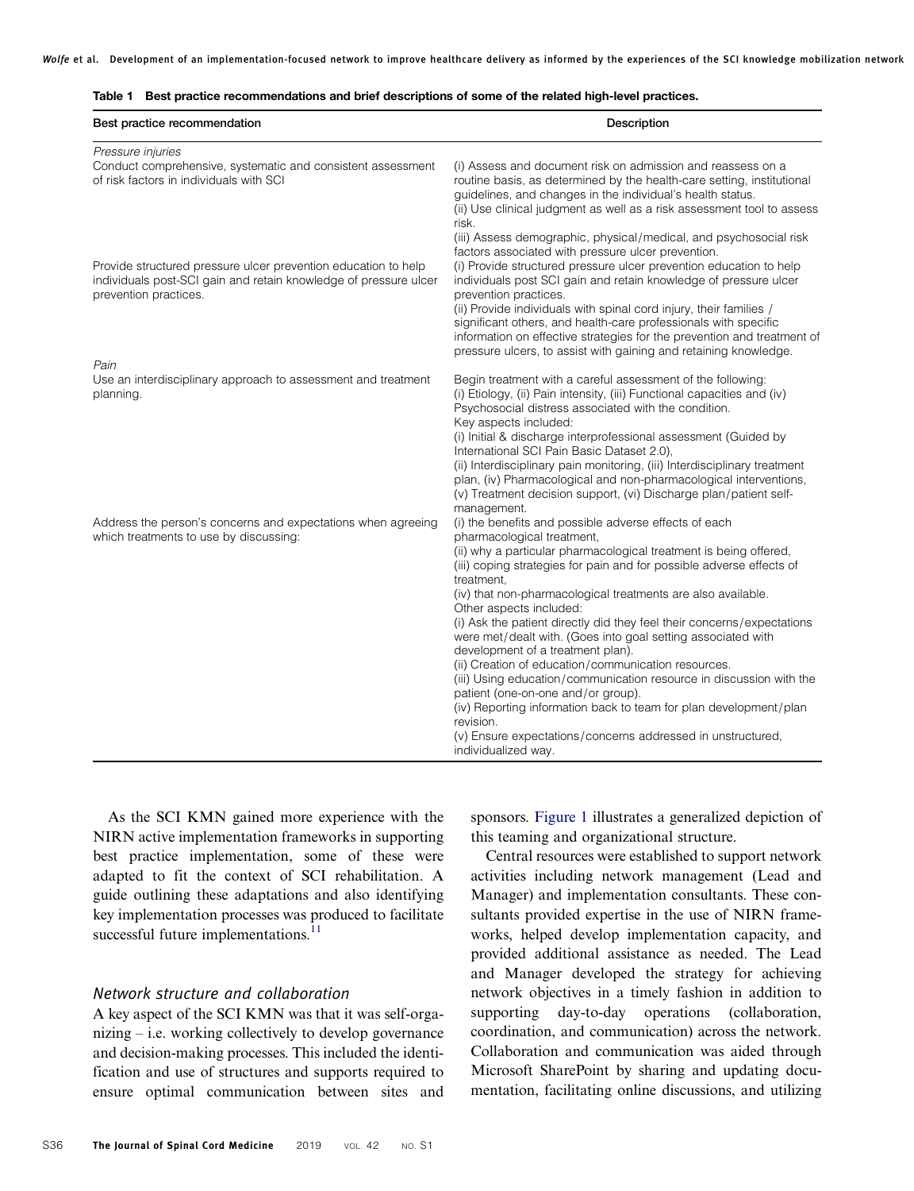**Table 1 Best practice recommendations and brief descriptions of some of the related high-level practices.**

| Best practice recommendation | Description |
|---|---|
| *Pressure injuries* | |
| Conduct comprehensive, systematic and consistent assessment of risk factors in individuals with SCI | (i) Assess and document risk on admission and reassess on a routine basis, as determined by the health-care setting, institutional guidelines, and changes in the individual's health status.<br>(ii) Use clinical judgment as well as a risk assessment tool to assess risk.<br>(iii) Assess demographic, physical/medical, and psychosocial risk factors associated with pressure ulcer prevention. |
| Provide structured pressure ulcer prevention education to help individuals post-SCI gain and retain knowledge of pressure ulcer prevention practices. | (i) Provide structured pressure ulcer prevention education to help individuals post SCI gain and retain knowledge of pressure ulcer prevention practices.<br>(ii) Provide individuals with spinal cord injury, their families / significant others, and health-care professionals with specific information on effective strategies for the prevention and treatment of pressure ulcers, to assist with gaining and retaining knowledge. |
| *Pain* | |
| Use an interdisciplinary approach to assessment and treatment planning. | Begin treatment with a careful assessment of the following:<br>(i) Etiology, (ii) Pain intensity, (iii) Functional capacities and (iv) Psychosocial distress associated with the condition.<br>Key aspects included:<br>(i) Initial & discharge interprofessional assessment (Guided by International SCI Pain Basic Dataset 2.0),<br>(ii) Interdisciplinary pain monitoring, (iii) Interdisciplinary treatment plan, (iv) Pharmacological and non-pharmacological interventions, (v) Treatment decision support, (vi) Discharge plan/patient self-management. |
| Address the person's concerns and expectations when agreeing which treatments to use by discussing: | (i) the benefits and possible adverse effects of each pharmacological treatment,<br>(ii) why a particular pharmacological treatment is being offered,<br>(iii) coping strategies for pain and for possible adverse effects of treatment,<br>(iv) that non-pharmacological treatments are also available.<br>Other aspects included:<br>(i) Ask the patient directly did they feel their concerns/expectations were met/dealt with. (Goes into goal setting associated with development of a treatment plan).<br>(ii) Creation of education/communication resources.<br>(iii) Using education/communication resource in discussion with the patient (one-on-one and/or group).<br>(iv) Reporting information back to team for plan development/plan revision.<br>(v) Ensure expectations/concerns addressed in unstructured, individualized way. |

As the SCI KMN gained more experience with the NIRN active implementation frameworks in supporting best practice implementation, some of these were adapted to fit the context of SCI rehabilitation. A guide outlining these adaptations and also identifying key implementation processes was produced to facilitate successful future implementations.[11]

### *Network structure and collaboration*

A key aspect of the SCI KMN was that it was self-organizing – i.e. working collectively to develop governance and decision-making processes. This included the identification and use of structures and supports required to ensure optimal communication between sites and sponsors. Figure 1 illustrates a generalized depiction of this teaming and organizational structure.

Central resources were established to support network activities including network management (Lead and Manager) and implementation consultants. These consultants provided expertise in the use of NIRN frameworks, helped develop implementation capacity, and provided additional assistance as needed. The Lead and Manager developed the strategy for achieving network objectives in a timely fashion in addition to supporting day-to-day operations (collaboration, coordination, and communication) across the network. Collaboration and communication was aided through Microsoft SharePoint by sharing and updating documentation, facilitating online discussions, and utilizing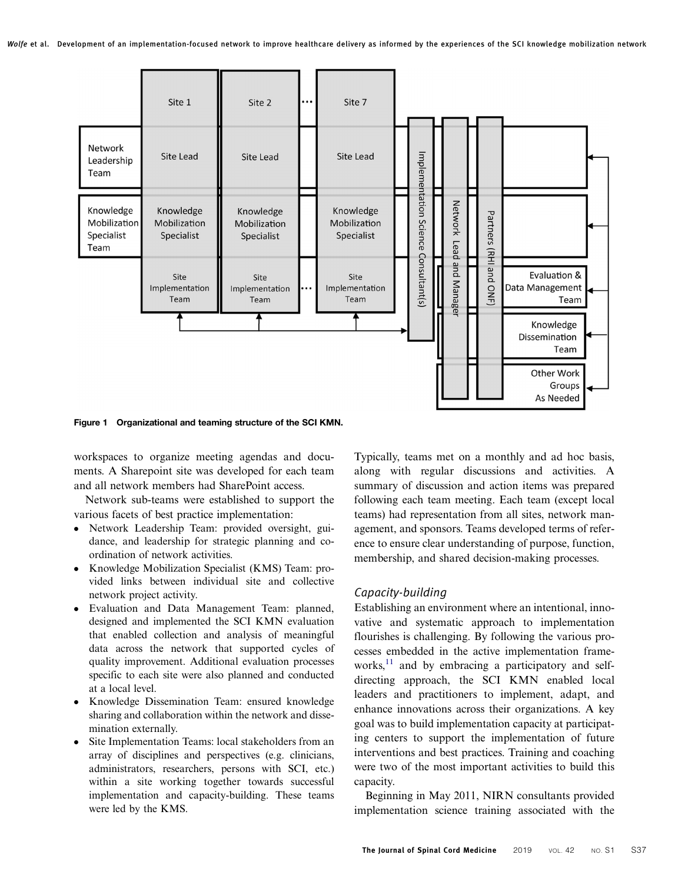Figure 1 Organizational and teaming structure of the SCI KMN.

workspaces to organize meeting agendas and documents. A Sharepoint site was developed for each team and all network members had SharePoint access.

Network sub-teams were established to support the various facets of best practice implementation:

- Network Leadership Team: provided oversight, guidance, and leadership for strategic planning and co-ordination of network activities.
- Knowledge Mobilization Specialist (KMS) Team: provided links between individual site and collective network project activity.
- Evaluation and Data Management Team: planned, designed and implemented the SCI KMN evaluation that enabled collection and analysis of meaningful data across the network that supported cycles of quality improvement. Additional evaluation processes specific to each site were also planned and conducted at a local level.
- Knowledge Dissemination Team: ensured knowledge sharing and collaboration within the network and dissemination externally.
- Site Implementation Teams: local stakeholders from an array of disciplines and perspectives (e.g. clinicians, administrators, researchers, persons with SCI, etc.) within a site working together towards successful implementation and capacity-building. These teams were led by the KMS.

Typically, teams met on a monthly and ad hoc basis, along with regular discussions and activities. A summary of discussion and action items was prepared following each team meeting. Each team (except local teams) had representation from all sites, network management, and sponsors. Teams developed terms of reference to ensure clear understanding of purpose, function, membership, and shared decision-making processes.

### *Capacity-building*

Establishing an environment where an intentional, innovative and systematic approach to implementation flourishes is challenging. By following the various processes embedded in the active implementation frameworks,[11] and by embracing a participatory and self-directing approach, the SCI KMN enabled local leaders and practitioners to implement, adapt, and enhance innovations across their organizations. A key goal was to build implementation capacity at participating centers to support the implementation of future interventions and best practices. Training and coaching were two of the most important activities to build this capacity.

Beginning in May 2011, NIRN consultants provided implementation science training associated with the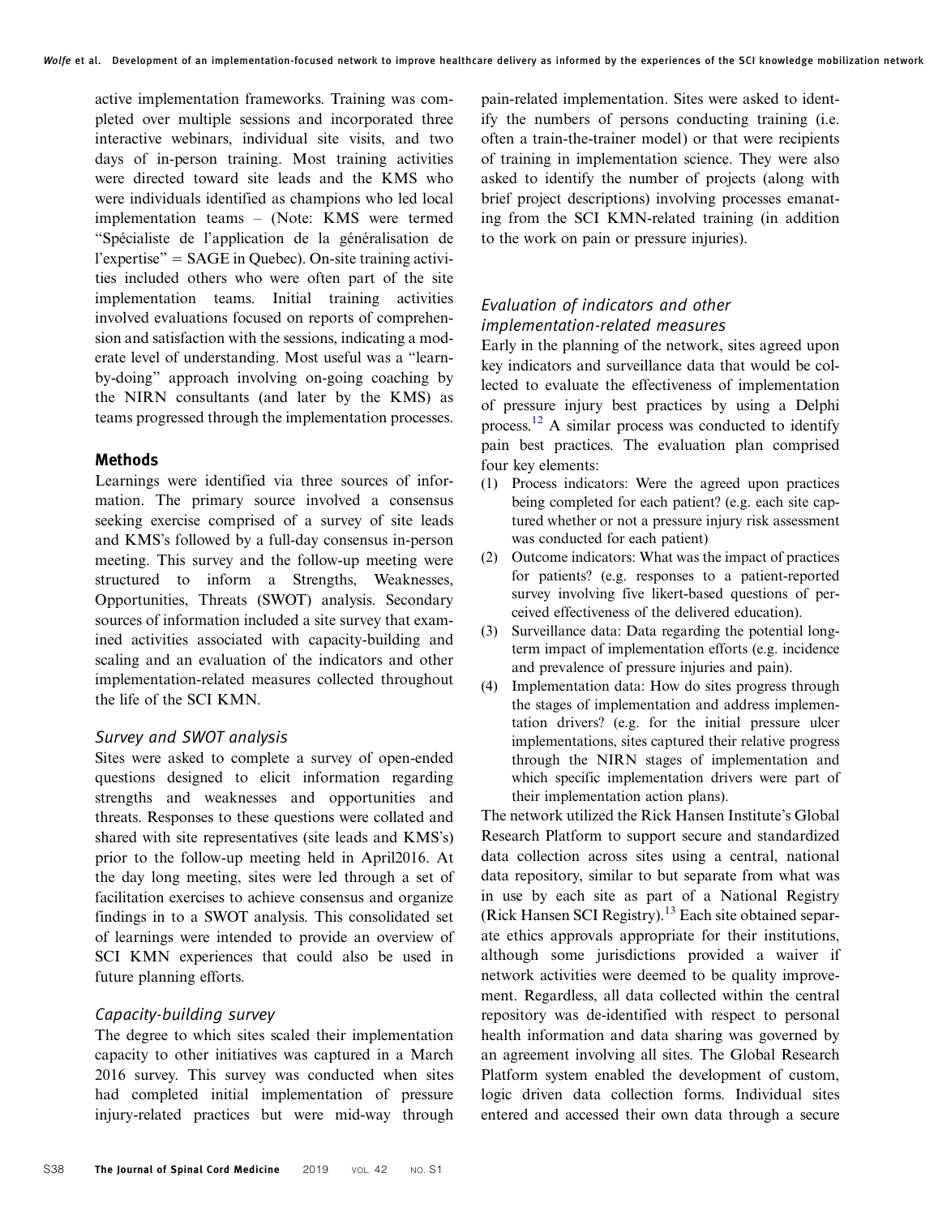active implementation frameworks. Training was completed over multiple sessions and incorporated three interactive webinars, individual site visits, and two days of in-person training. Most training activities were directed toward site leads and the KMS who were individuals identified as champions who led local implementation teams – (Note: KMS were termed "Spécialiste de l'application de la généralisation de l'expertise" = SAGE in Quebec). On-site training activities included others who were often part of the site implementation teams. Initial training activities involved evaluations focused on reports of comprehension and satisfaction with the sessions, indicating a moderate level of understanding. Most useful was a "learn-by-doing" approach involving on-going coaching by the NIRN consultants (and later by the KMS) as teams progressed through the implementation processes.

## Methods

Learnings were identified via three sources of information. The primary source involved a consensus seeking exercise comprised of a survey of site leads and KMS's followed by a full-day consensus in-person meeting. This survey and the follow-up meeting were structured to inform a Strengths, Weaknesses, Opportunities, Threats (SWOT) analysis. Secondary sources of information included a site survey that examined activities associated with capacity-building and scaling and an evaluation of the indicators and other implementation-related measures collected throughout the life of the SCI KMN.

### *Survey and SWOT analysis*

Sites were asked to complete a survey of open-ended questions designed to elicit information regarding strengths and weaknesses and opportunities and threats. Responses to these questions were collated and shared with site representatives (site leads and KMS's) prior to the follow-up meeting held in April2016. At the day long meeting, sites were led through a set of facilitation exercises to achieve consensus and organize findings in to a SWOT analysis. This consolidated set of learnings were intended to provide an overview of SCI KMN experiences that could also be used in future planning efforts.

### *Capacity-building survey*

The degree to which sites scaled their implementation capacity to other initiatives was captured in a March 2016 survey. This survey was conducted when sites had completed initial implementation of pressure injury-related practices but were mid-way through pain-related implementation. Sites were asked to identify the numbers of persons conducting training (i.e. often a train-the-trainer model) or that were recipients of training in implementation science. They were also asked to identify the number of projects (along with brief project descriptions) involving processes emanating from the SCI KMN-related training (in addition to the work on pain or pressure injuries).

### *Evaluation of indicators and other implementation-related measures*

Early in the planning of the network, sites agreed upon key indicators and surveillance data that would be collected to evaluate the effectiveness of implementation of pressure injury best practices by using a Delphi process.[12] A similar process was conducted to identify pain best practices. The evaluation plan comprised four key elements:

(1) Process indicators: Were the agreed upon practices being completed for each patient? (e.g. each site captured whether or not a pressure injury risk assessment was conducted for each patient)
(2) Outcome indicators: What was the impact of practices for patients? (e.g. responses to a patient-reported survey involving five likert-based questions of perceived effectiveness of the delivered education).
(3) Surveillance data: Data regarding the potential long-term impact of implementation efforts (e.g. incidence and prevalence of pressure injuries and pain).
(4) Implementation data: How do sites progress through the stages of implementation and address implementation drivers? (e.g. for the initial pressure ulcer implementations, sites captured their relative progress through the NIRN stages of implementation and which specific implementation drivers were part of their implementation action plans).

The network utilized the Rick Hansen Institute's Global Research Platform to support secure and standardized data collection across sites using a central, national data repository, similar to but separate from what was in use by each site as part of a National Registry (Rick Hansen SCI Registry).[13] Each site obtained separate ethics approvals appropriate for their institutions, although some jurisdictions provided a waiver if network activities were deemed to be quality improvement. Regardless, all data collected within the central repository was de-identified with respect to personal health information and data sharing was governed by an agreement involving all sites. The Global Research Platform system enabled the development of custom, logic driven data collection forms. Individual sites entered and accessed their own data through a secure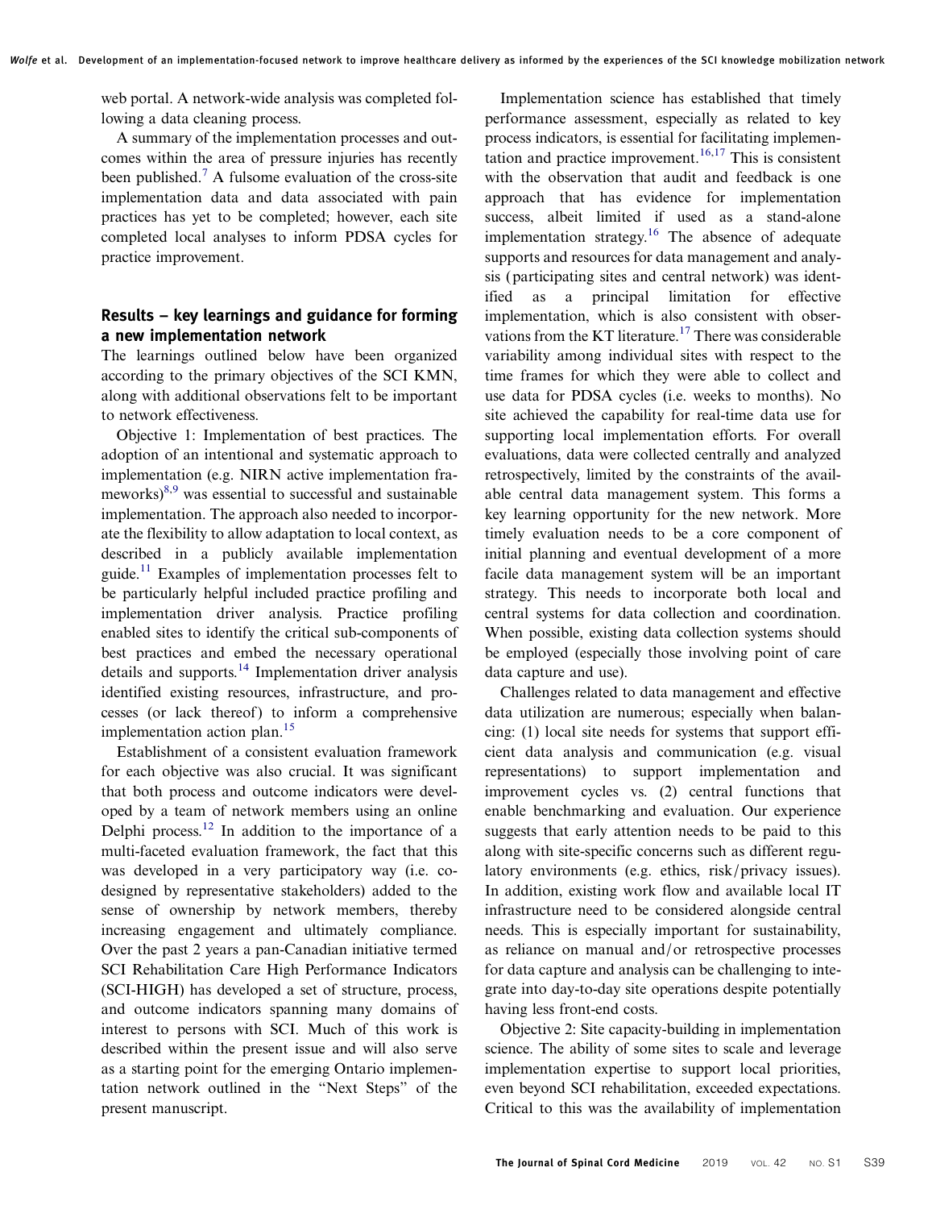web portal. A network-wide analysis was completed following a data cleaning process.

A summary of the implementation processes and outcomes within the area of pressure injuries has recently been published.[7] A fulsome evaluation of the cross-site implementation data and data associated with pain practices has yet to be completed; however, each site completed local analyses to inform PDSA cycles for practice improvement.

## Results – key learnings and guidance for forming a new implementation network

The learnings outlined below have been organized according to the primary objectives of the SCI KMN, along with additional observations felt to be important to network effectiveness.

Objective 1: Implementation of best practices. The adoption of an intentional and systematic approach to implementation (e.g. NIRN active implementation frameworks)[8,9] was essential to successful and sustainable implementation. The approach also needed to incorporate the flexibility to allow adaptation to local context, as described in a publicly available implementation guide.[11] Examples of implementation processes felt to be particularly helpful included practice profiling and implementation driver analysis. Practice profiling enabled sites to identify the critical sub-components of best practices and embed the necessary operational details and supports.[14] Implementation driver analysis identified existing resources, infrastructure, and processes (or lack thereof) to inform a comprehensive implementation action plan.[15]

Establishment of a consistent evaluation framework for each objective was also crucial. It was significant that both process and outcome indicators were developed by a team of network members using an online Delphi process.[12] In addition to the importance of a multi-faceted evaluation framework, the fact that this was developed in a very participatory way (i.e. co-designed by representative stakeholders) added to the sense of ownership by network members, thereby increasing engagement and ultimately compliance. Over the past 2 years a pan-Canadian initiative termed SCI Rehabilitation Care High Performance Indicators (SCI-HIGH) has developed a set of structure, process, and outcome indicators spanning many domains of interest to persons with SCI. Much of this work is described within the present issue and will also serve as a starting point for the emerging Ontario implementation network outlined in the "Next Steps" of the present manuscript.

Implementation science has established that timely performance assessment, especially as related to key process indicators, is essential for facilitating implementation and practice improvement.[16,17] This is consistent with the observation that audit and feedback is one approach that has evidence for implementation success, albeit limited if used as a stand-alone implementation strategy.[16] The absence of adequate supports and resources for data management and analysis (participating sites and central network) was identified as a principal limitation for effective implementation, which is also consistent with observations from the KT literature.[17] There was considerable variability among individual sites with respect to the time frames for which they were able to collect and use data for PDSA cycles (i.e. weeks to months). No site achieved the capability for real-time data use for supporting local implementation efforts. For overall evaluations, data were collected centrally and analyzed retrospectively, limited by the constraints of the available central data management system. This forms a key learning opportunity for the new network. More timely evaluation needs to be a core component of initial planning and eventual development of a more facile data management system will be an important strategy. This needs to incorporate both local and central systems for data collection and coordination. When possible, existing data collection systems should be employed (especially those involving point of care data capture and use).

Challenges related to data management and effective data utilization are numerous; especially when balancing: (1) local site needs for systems that support efficient data analysis and communication (e.g. visual representations) to support implementation and improvement cycles vs. (2) central functions that enable benchmarking and evaluation. Our experience suggests that early attention needs to be paid to this along with site-specific concerns such as different regulatory environments (e.g. ethics, risk/privacy issues). In addition, existing work flow and available local IT infrastructure need to be considered alongside central needs. This is especially important for sustainability, as reliance on manual and/or retrospective processes for data capture and analysis can be challenging to integrate into day-to-day site operations despite potentially having less front-end costs.

Objective 2: Site capacity-building in implementation science. The ability of some sites to scale and leverage implementation expertise to support local priorities, even beyond SCI rehabilitation, exceeded expectations. Critical to this was the availability of implementation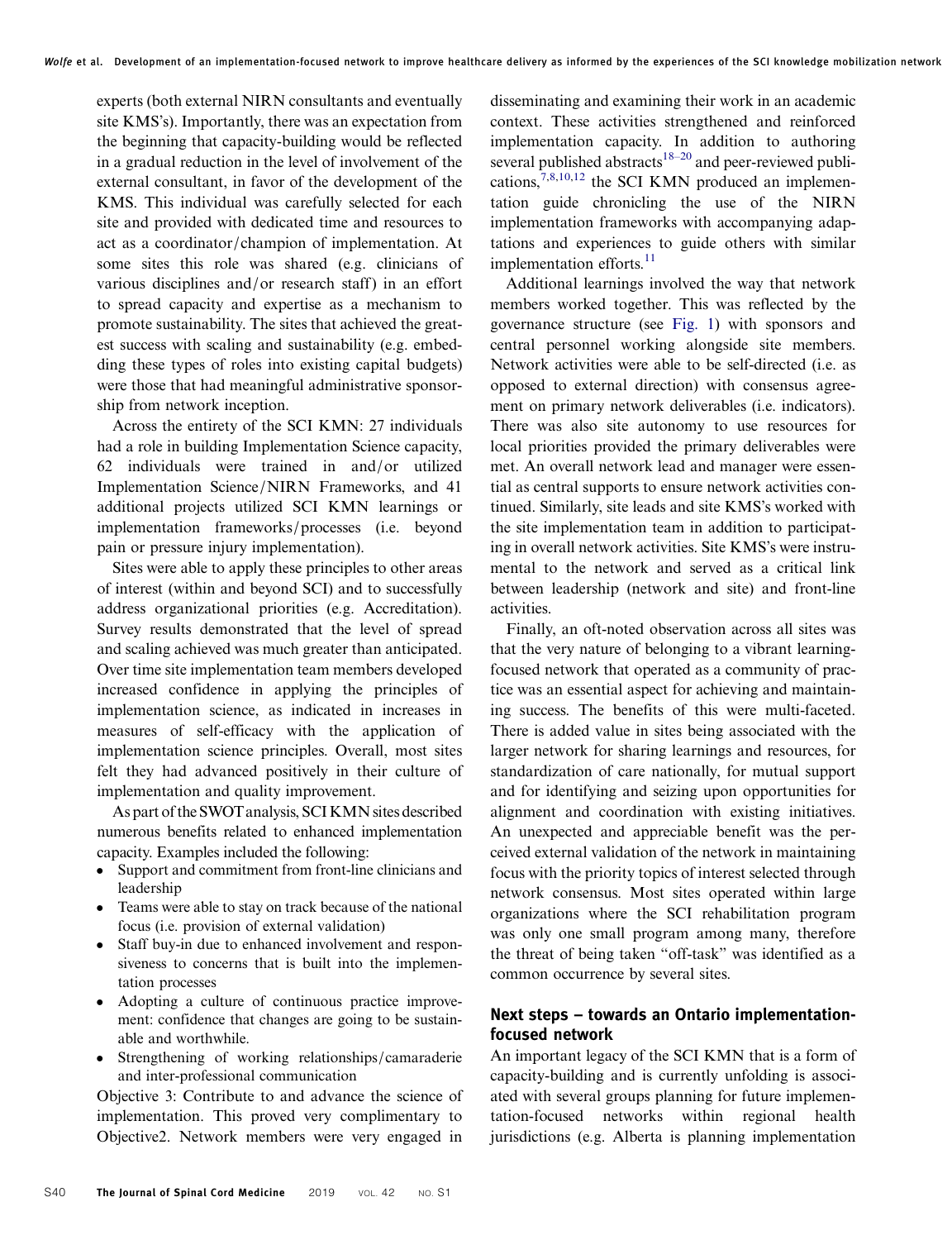experts (both external NIRN consultants and eventually site KMS's). Importantly, there was an expectation from the beginning that capacity-building would be reflected in a gradual reduction in the level of involvement of the external consultant, in favor of the development of the KMS. This individual was carefully selected for each site and provided with dedicated time and resources to act as a coordinator/champion of implementation. At some sites this role was shared (e.g. clinicians of various disciplines and/or research staff) in an effort to spread capacity and expertise as a mechanism to promote sustainability. The sites that achieved the greatest success with scaling and sustainability (e.g. embedding these types of roles into existing capital budgets) were those that had meaningful administrative sponsorship from network inception.

Across the entirety of the SCI KMN: 27 individuals had a role in building Implementation Science capacity, 62 individuals were trained in and/or utilized Implementation Science/NIRN Frameworks, and 41 additional projects utilized SCI KMN learnings or implementation frameworks/processes (i.e. beyond pain or pressure injury implementation).

Sites were able to apply these principles to other areas of interest (within and beyond SCI) and to successfully address organizational priorities (e.g. Accreditation). Survey results demonstrated that the level of spread and scaling achieved was much greater than anticipated. Over time site implementation team members developed increased confidence in applying the principles of implementation science, as indicated in increases in measures of self-efficacy with the application of implementation science principles. Overall, most sites felt they had advanced positively in their culture of implementation and quality improvement.

As part of the SWOT analysis, SCI KMN sites described numerous benefits related to enhanced implementation capacity. Examples included the following:

- Support and commitment from front-line clinicians and leadership
- Teams were able to stay on track because of the national focus (i.e. provision of external validation)
- Staff buy-in due to enhanced involvement and responsiveness to concerns that is built into the implementation processes
- Adopting a culture of continuous practice improvement: confidence that changes are going to be sustainable and worthwhile.
- Strengthening of working relationships/camaraderie and inter-professional communication

Objective 3: Contribute to and advance the science of implementation. This proved very complimentary to Objective2. Network members were very engaged in disseminating and examining their work in an academic context. These activities strengthened and reinforced implementation capacity. In addition to authoring several published abstracts[18–20] and peer-reviewed publications,[7,8,10,12] the SCI KMN produced an implementation guide chronicling the use of the NIRN implementation frameworks with accompanying adaptations and experiences to guide others with similar implementation efforts.[11]

Additional learnings involved the way that network members worked together. This was reflected by the governance structure (see Fig. 1) with sponsors and central personnel working alongside site members. Network activities were able to be self-directed (i.e. as opposed to external direction) with consensus agreement on primary network deliverables (i.e. indicators). There was also site autonomy to use resources for local priorities provided the primary deliverables were met. An overall network lead and manager were essential as central supports to ensure network activities continued. Similarly, site leads and site KMS's worked with the site implementation team in addition to participating in overall network activities. Site KMS's were instrumental to the network and served as a critical link between leadership (network and site) and front-line activities.

Finally, an oft-noted observation across all sites was that the very nature of belonging to a vibrant learning-focused network that operated as a community of practice was an essential aspect for achieving and maintaining success. The benefits of this were multi-faceted. There is added value in sites being associated with the larger network for sharing learnings and resources, for standardization of care nationally, for mutual support and for identifying and seizing upon opportunities for alignment and coordination with existing initiatives. An unexpected and appreciable benefit was the perceived external validation of the network in maintaining focus with the priority topics of interest selected through network consensus. Most sites operated within large organizations where the SCI rehabilitation program was only one small program among many, therefore the threat of being taken "off-task" was identified as a common occurrence by several sites.

## Next steps – towards an Ontario implementation-focused network

An important legacy of the SCI KMN that is a form of capacity-building and is currently unfolding is associated with several groups planning for future implementation-focused networks within regional health jurisdictions (e.g. Alberta is planning implementation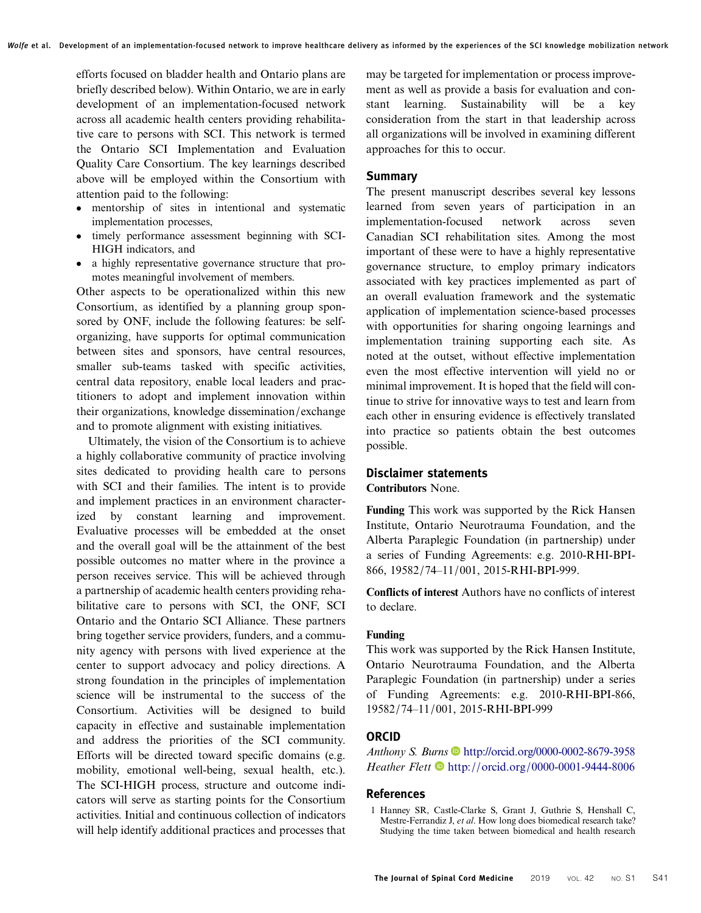efforts focused on bladder health and Ontario plans are briefly described below). Within Ontario, we are in early development of an implementation-focused network across all academic health centers providing rehabilitative care to persons with SCI. This network is termed the Ontario SCI Implementation and Evaluation Quality Care Consortium. The key learnings described above will be employed within the Consortium with attention paid to the following:

- mentorship of sites in intentional and systematic implementation processes,
- timely performance assessment beginning with SCI-HIGH indicators, and
- a highly representative governance structure that promotes meaningful involvement of members.

Other aspects to be operationalized within this new Consortium, as identified by a planning group sponsored by ONF, include the following features: be self-organizing, have supports for optimal communication between sites and sponsors, have central resources, smaller sub-teams tasked with specific activities, central data repository, enable local leaders and practitioners to adopt and implement innovation within their organizations, knowledge dissemination/exchange and to promote alignment with existing initiatives.

Ultimately, the vision of the Consortium is to achieve a highly collaborative community of practice involving sites dedicated to providing health care to persons with SCI and their families. The intent is to provide and implement practices in an environment characterized by constant learning and improvement. Evaluative processes will be embedded at the onset and the overall goal will be the attainment of the best possible outcomes no matter where in the province a person receives service. This will be achieved through a partnership of academic health centers providing rehabilitative care to persons with SCI, the ONF, SCI Ontario and the Ontario SCI Alliance. These partners bring together service providers, funders, and a community agency with persons with lived experience at the center to support advocacy and policy directions. A strong foundation in the principles of implementation science will be instrumental to the success of the Consortium. Activities will be designed to build capacity in effective and sustainable implementation and address the priorities of the SCI community. Efforts will be directed toward specific domains (e.g. mobility, emotional well-being, sexual health, etc.). The SCI-HIGH process, structure and outcome indicators will serve as starting points for the Consortium activities. Initial and continuous collection of indicators will help identify additional practices and processes that may be targeted for implementation or process improvement as well as provide a basis for evaluation and constant learning. Sustainability will be a key consideration from the start in that leadership across all organizations will be involved in examining different approaches for this to occur.

## Summary

The present manuscript describes several key lessons learned from seven years of participation in an implementation-focused network across seven Canadian SCI rehabilitation sites. Among the most important of these were to have a highly representative governance structure, to employ primary indicators associated with key practices implemented as part of an overall evaluation framework and the systematic application of implementation science-based processes with opportunities for sharing ongoing learnings and implementation training supporting each site. As noted at the outset, without effective implementation even the most effective intervention will yield no or minimal improvement. It is hoped that the field will continue to strive for innovative ways to test and learn from each other in ensuring evidence is effectively translated into practice so patients obtain the best outcomes possible.

## Disclaimer statements

**Contributors** None.

**Funding** This work was supported by the Rick Hansen Institute, Ontario Neurotrauma Foundation, and the Alberta Paraplegic Foundation (in partnership) under a series of Funding Agreements: e.g. 2010-RHI-BPI-866, 19582/74–11/001, 2015-RHI-BPI-999.

**Conflicts of interest** Authors have no conflicts of interest to declare.

### Funding

This work was supported by the Rick Hansen Institute, Ontario Neurotrauma Foundation, and the Alberta Paraplegic Foundation (in partnership) under a series of Funding Agreements: e.g. 2010-RHI-BPI-866, 19582/74–11/001, 2015-RHI-BPI-999

## ORCID

*Anthony S. Burns* http://orcid.org/0000-0002-8679-3958
*Heather Flett* http://orcid.org/0000-0001-9444-8006

## References

1 Hanney SR, Castle-Clarke S, Grant J, Guthrie S, Henshall C, Mestre-Ferrandiz J, *et al*. How long does biomedical research take? Studying the time taken between biomedical and health research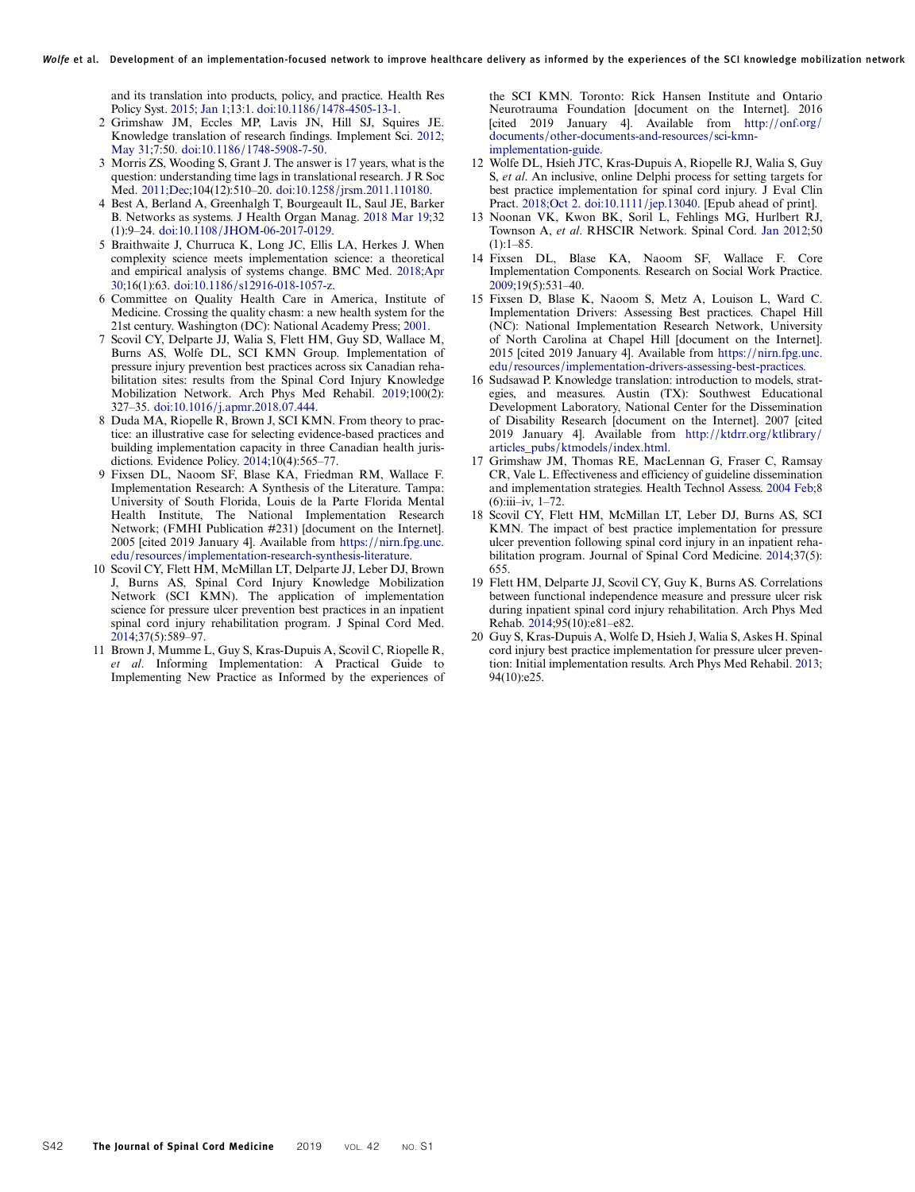and its translation into products, policy, and practice. Health Res Policy Syst. 2015; Jan 1;13:1. doi:10.1186/1478-4505-13-1.

2 Grimshaw JM, Eccles MP, Lavis JN, Hill SJ, Squires JE. Knowledge translation of research findings. Implement Sci. 2012; May 31;7:50. doi:10.1186/1748-5908-7-50.

3 Morris ZS, Wooding S, Grant J. The answer is 17 years, what is the question: understanding time lags in translational research. J R Soc Med. 2011;Dec;104(12):510–20. doi:10.1258/jrsm.2011.110180.

4 Best A, Berland A, Greenhalgh T, Bourgeault IL, Saul JE, Barker B. Networks as systems. J Health Organ Manag. 2018 Mar 19;32 (1):9–24. doi:10.1108/JHOM-06-2017-0129.

5 Braithwaite J, Churruca K, Long JC, Ellis LA, Herkes J. When complexity science meets implementation science: a theoretical and empirical analysis of systems change. BMC Med. 2018;Apr 30;16(1):63. doi:10.1186/s12916-018-1057-z.

6 Committee on Quality Health Care in America, Institute of Medicine. Crossing the quality chasm: a new health system for the 21st century. Washington (DC): National Academy Press; 2001.

7 Scovil CY, Delparte JJ, Walia S, Flett HM, Guy SD, Wallace M, Burns AS, Wolfe DL, SCI KMN Group. Implementation of pressure injury prevention best practices across six Canadian rehabilitation sites: results from the Spinal Cord Injury Knowledge Mobilization Network. Arch Phys Med Rehabil. 2019;100(2): 327–35. doi:10.1016/j.apmr.2018.07.444.

8 Duda MA, Riopelle R, Brown J, SCI KMN. From theory to practice: an illustrative case for selecting evidence-based practices and building implementation capacity in three Canadian health jurisdictions. Evidence Policy. 2014;10(4):565–77.

9 Fixsen DL, Naoom SF, Blase KA, Friedman RM, Wallace F. Implementation Research: A Synthesis of the Literature. Tampa: University of South Florida, Louis de la Parte Florida Mental Health Institute, The National Implementation Research Network; (FMHI Publication #231) [document on the Internet]. 2005 [cited 2019 January 4]. Available from https://nirn.fpg.unc.edu/resources/implementation-research-synthesis-literature.

10 Scovil CY, Flett HM, McMillan LT, Delparte JJ, Leber DJ, Brown J, Burns AS, Spinal Cord Injury Knowledge Mobilization Network (SCI KMN). The application of implementation science for pressure ulcer prevention best practices in an inpatient spinal cord injury rehabilitation program. J Spinal Cord Med. 2014;37(5):589–97.

11 Brown J, Mumme L, Guy S, Kras-Dupuis A, Scovil C, Riopelle R, *et al*. Informing Implementation: A Practical Guide to Implementing New Practice as Informed by the experiences of the SCI KMN. Toronto: Rick Hansen Institute and Ontario Neurotrauma Foundation [document on the Internet]. 2016 [cited 2019 January 4]. Available from http://onf.org/documents/other-documents-and-resources/sci-kmn-implementation-guide.

12 Wolfe DL, Hsieh JTC, Kras-Dupuis A, Riopelle RJ, Walia S, Guy S, *et al*. An inclusive, online Delphi process for setting targets for best practice implementation for spinal cord injury. J Eval Clin Pract. 2018;Oct 2. doi:10.1111/jep.13040. [Epub ahead of print].

13 Noonan VK, Kwon BK, Soril L, Fehlings MG, Hurlbert RJ, Townson A, *et al*. RHSCIR Network. Spinal Cord. Jan 2012;50 (1):1–85.

14 Fixsen DL, Blase KA, Naoom SF, Wallace F. Core Implementation Components. Research on Social Work Practice. 2009;19(5):531–40.

15 Fixsen D, Blase K, Naoom S, Metz A, Louison L, Ward C. Implementation Drivers: Assessing Best practices. Chapel Hill (NC): National Implementation Research Network, University of North Carolina at Chapel Hill [document on the Internet]. 2015 [cited 2019 January 4]. Available from https://nirn.fpg.unc.edu/resources/implementation-drivers-assessing-best-practices.

16 Sudsawad P. Knowledge translation: introduction to models, strategies, and measures. Austin (TX): Southwest Educational Development Laboratory, National Center for the Dissemination of Disability Research [document on the Internet]. 2007 [cited 2019 January 4]. Available from http://ktdrr.org/ktlibrary/articles_pubs/ktmodels/index.html.

17 Grimshaw JM, Thomas RE, MacLennan G, Fraser C, Ramsay CR, Vale L. Effectiveness and efficiency of guideline dissemination and implementation strategies. Health Technol Assess. 2004 Feb;8 (6):iii–iv, 1–72.

18 Scovil CY, Flett HM, McMillan LT, Leber DJ, Burns AS, SCI KMN. The impact of best practice implementation for pressure ulcer prevention following spinal cord injury in an inpatient rehabilitation program. Journal of Spinal Cord Medicine. 2014;37(5): 655.

19 Flett HM, Delparte JJ, Scovil CY, Guy K, Burns AS. Correlations between functional independence measure and pressure ulcer risk during inpatient spinal cord injury rehabilitation. Arch Phys Med Rehab. 2014;95(10):e81–e82.

20 Guy S, Kras-Dupuis A, Wolfe D, Hsieh J, Walia S, Askes H. Spinal cord injury best practice implementation for pressure ulcer prevention: Initial implementation results. Arch Phys Med Rehabil. 2013; 94(10):e25.